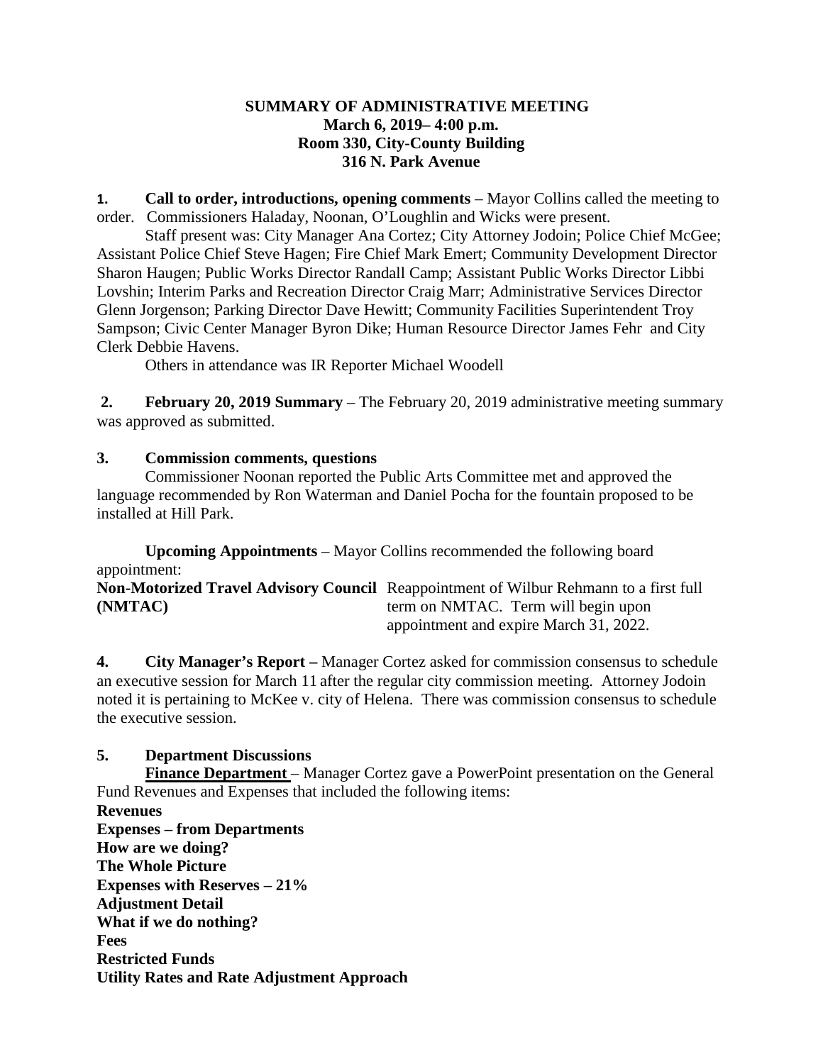# SUMMARY OF ADMINISTRATIVE MEETING
## March 6, 2019– 4:00 p.m.
## Room 330, City-County Building
## 316 N. Park Avenue

**1. Call to order, introductions, opening comments** – Mayor Collins called the meeting to order. Commissioners Haladay, Noonan, O'Loughlin and Wicks were present.

Staff present was: City Manager Ana Cortez; City Attorney Jodoin; Police Chief McGee; Assistant Police Chief Steve Hagen; Fire Chief Mark Emert; Community Development Director Sharon Haugen; Public Works Director Randall Camp; Assistant Public Works Director Libbi Lovshin; Interim Parks and Recreation Director Craig Marr; Administrative Services Director Glenn Jorgenson; Parking Director Dave Hewitt; Community Facilities Superintendent Troy Sampson; Civic Center Manager Byron Dike; Human Resource Director James Fehr and City Clerk Debbie Havens.

Others in attendance was IR Reporter Michael Woodell

**2. February 20, 2019 Summary** – The February 20, 2019 administrative meeting summary was approved as submitted.

**3. Commission comments, questions**

Commissioner Noonan reported the Public Arts Committee met and approved the language recommended by Ron Waterman and Daniel Pocha for the fountain proposed to be installed at Hill Park.

**Upcoming Appointments** – Mayor Collins recommended the following board appointment:

| | |
|---|---|
| **Non-Motorized Travel Advisory Council (NMTAC)** | Reappointment of Wilbur Rehmann to a first full term on NMTAC. Term will begin upon appointment and expire March 31, 2022. |

**4. City Manager's Report –** Manager Cortez asked for commission consensus to schedule an executive session for March 11 after the regular city commission meeting. Attorney Jodoin noted it is pertaining to McKee v. city of Helena. There was commission consensus to schedule the executive session.

**5. Department Discussions**

**Finance Department** – Manager Cortez gave a PowerPoint presentation on the General Fund Revenues and Expenses that included the following items:

**Revenues**
**Expenses – from Departments**
**How are we doing?**
**The Whole Picture**
**Expenses with Reserves – 21%**
**Adjustment Detail**
**What if we do nothing?**
**Fees**
**Restricted Funds**
**Utility Rates and Rate Adjustment Approach**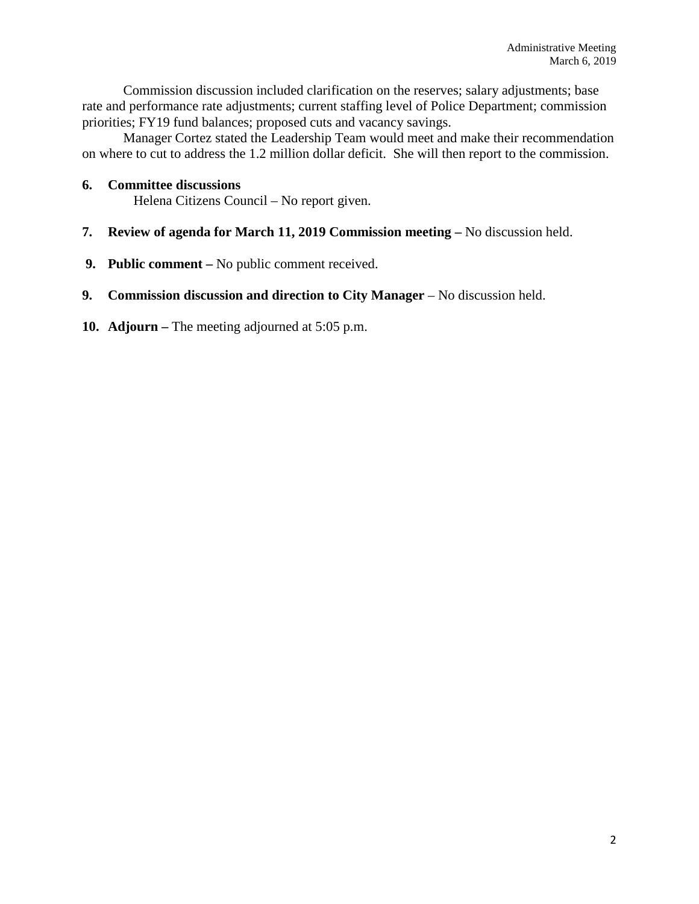Commission discussion included clarification on the reserves; salary adjustments; base rate and performance rate adjustments; current staffing level of Police Department; commission priorities; FY19 fund balances; proposed cuts and vacancy savings.

Manager Cortez stated the Leadership Team would meet and make their recommendation on where to cut to address the 1.2 million dollar deficit. She will then report to the commission.

**6. Committee discussions**

Helena Citizens Council – No report given.

**7. Review of agenda for March 11, 2019 Commission meeting –** No discussion held.

**9. Public comment –** No public comment received.

**9. Commission discussion and direction to City Manager** – No discussion held.

**10. Adjourn –** The meeting adjourned at 5:05 p.m.